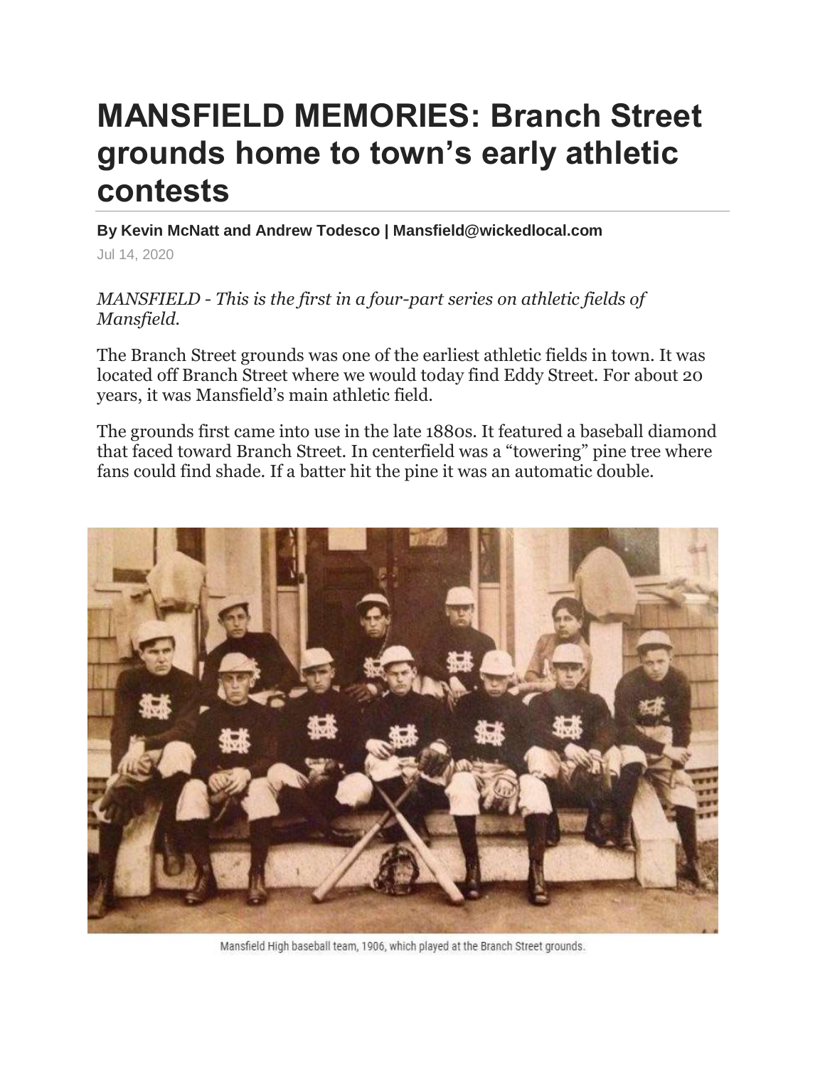# MANSFIELD MEMORIES: Branch Street grounds home to town's early athletic contests

**By Kevin McNatt and Andrew Todesco | Mansfield@wickedlocal.com**

Jul 14, 2020

*MANSFIELD - This is the first in a four-part series on athletic fields of Mansfield.*

The Branch Street grounds was one of the earliest athletic fields in town. It was located off Branch Street where we would today find Eddy Street. For about 20 years, it was Mansfield's main athletic field.

The grounds first came into use in the late 1880s. It featured a baseball diamond that faced toward Branch Street. In centerfield was a "towering" pine tree where fans could find shade. If a batter hit the pine it was an automatic double.

Mansfield High baseball team, 1906, which played at the Branch Street grounds.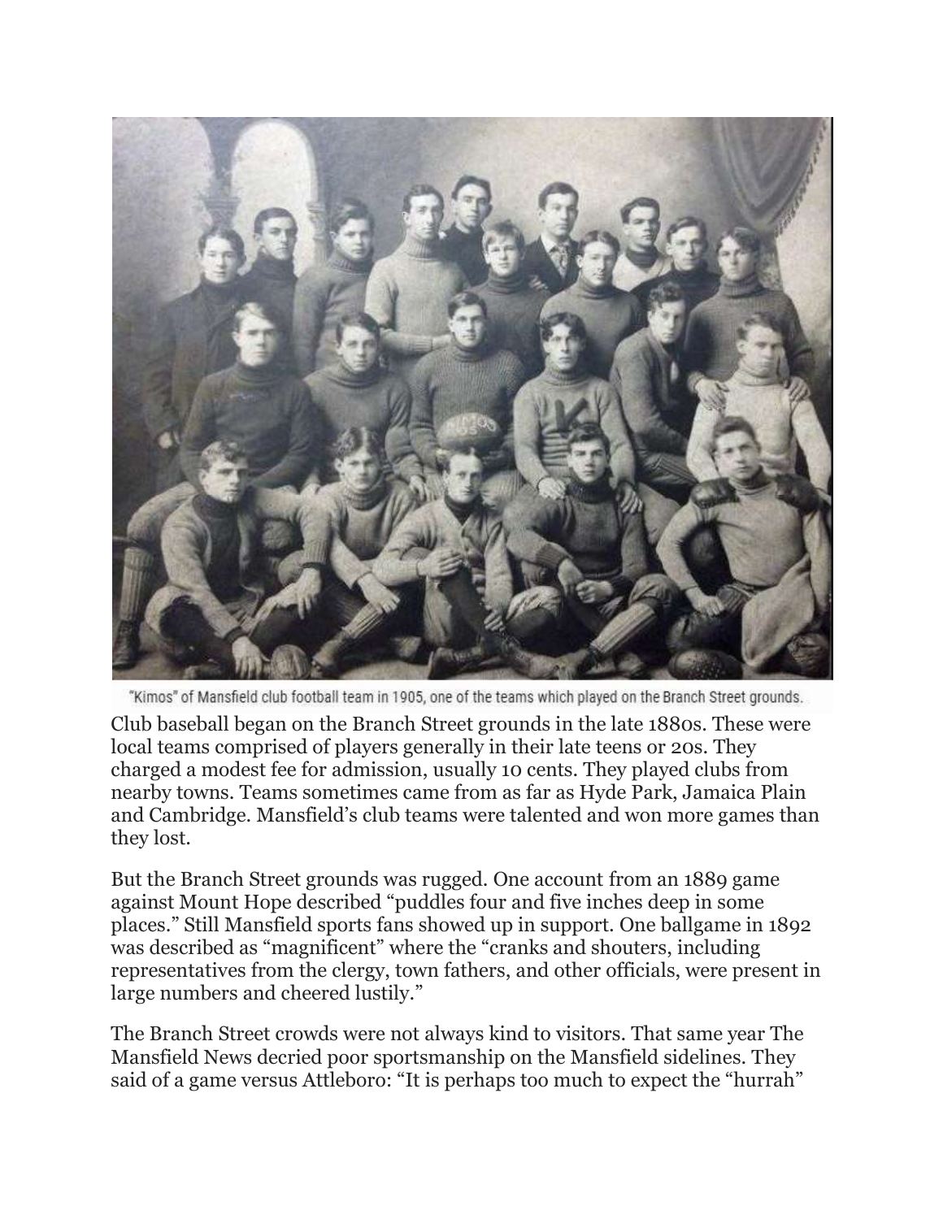"Kimos" of Mansfield club football team in 1905, one of the teams which played on the Branch Street grounds.

Club baseball began on the Branch Street grounds in the late 1880s. These were local teams comprised of players generally in their late teens or 20s. They charged a modest fee for admission, usually 10 cents. They played clubs from nearby towns. Teams sometimes came from as far as Hyde Park, Jamaica Plain and Cambridge. Mansfield's club teams were talented and won more games than they lost.

But the Branch Street grounds was rugged. One account from an 1889 game against Mount Hope described "puddles four and five inches deep in some places." Still Mansfield sports fans showed up in support. One ballgame in 1892 was described as "magnificent" where the "cranks and shouters, including representatives from the clergy, town fathers, and other officials, were present in large numbers and cheered lustily."

The Branch Street crowds were not always kind to visitors. That same year The Mansfield News decried poor sportsmanship on the Mansfield sidelines. They said of a game versus Attleboro: "It is perhaps too much to expect the "hurrah"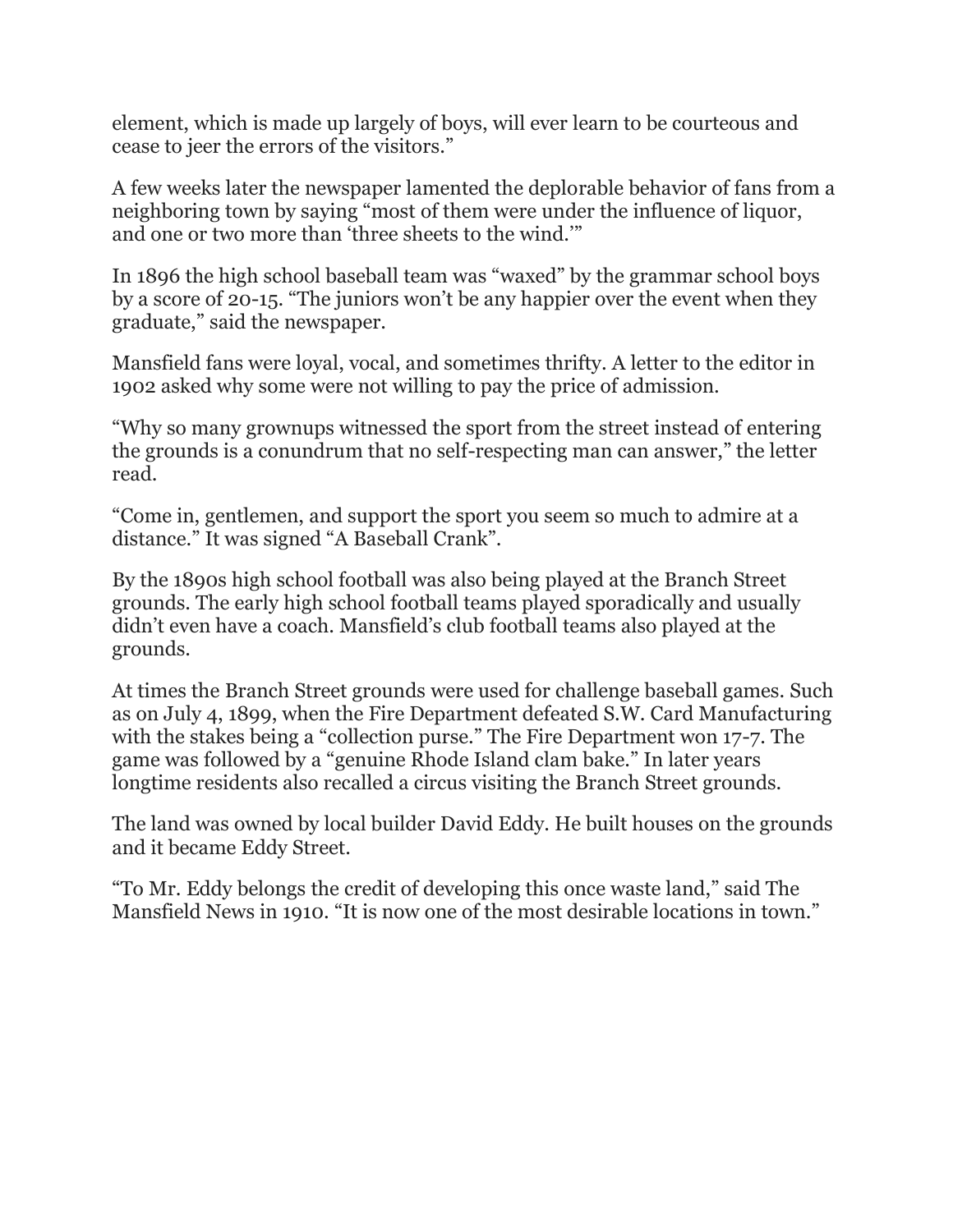element, which is made up largely of boys, will ever learn to be courteous and cease to jeer the errors of the visitors."

A few weeks later the newspaper lamented the deplorable behavior of fans from a neighboring town by saying "most of them were under the influence of liquor, and one or two more than 'three sheets to the wind.'"

In 1896 the high school baseball team was "waxed" by the grammar school boys by a score of 20-15. "The juniors won't be any happier over the event when they graduate," said the newspaper.

Mansfield fans were loyal, vocal, and sometimes thrifty. A letter to the editor in 1902 asked why some were not willing to pay the price of admission.

"Why so many grownups witnessed the sport from the street instead of entering the grounds is a conundrum that no self-respecting man can answer," the letter read.

"Come in, gentlemen, and support the sport you seem so much to admire at a distance." It was signed "A Baseball Crank".

By the 1890s high school football was also being played at the Branch Street grounds. The early high school football teams played sporadically and usually didn't even have a coach. Mansfield's club football teams also played at the grounds.

At times the Branch Street grounds were used for challenge baseball games. Such as on July 4, 1899, when the Fire Department defeated S.W. Card Manufacturing with the stakes being a "collection purse." The Fire Department won 17-7. The game was followed by a "genuine Rhode Island clam bake." In later years longtime residents also recalled a circus visiting the Branch Street grounds.

The land was owned by local builder David Eddy. He built houses on the grounds and it became Eddy Street.

"To Mr. Eddy belongs the credit of developing this once waste land," said The Mansfield News in 1910. "It is now one of the most desirable locations in town."